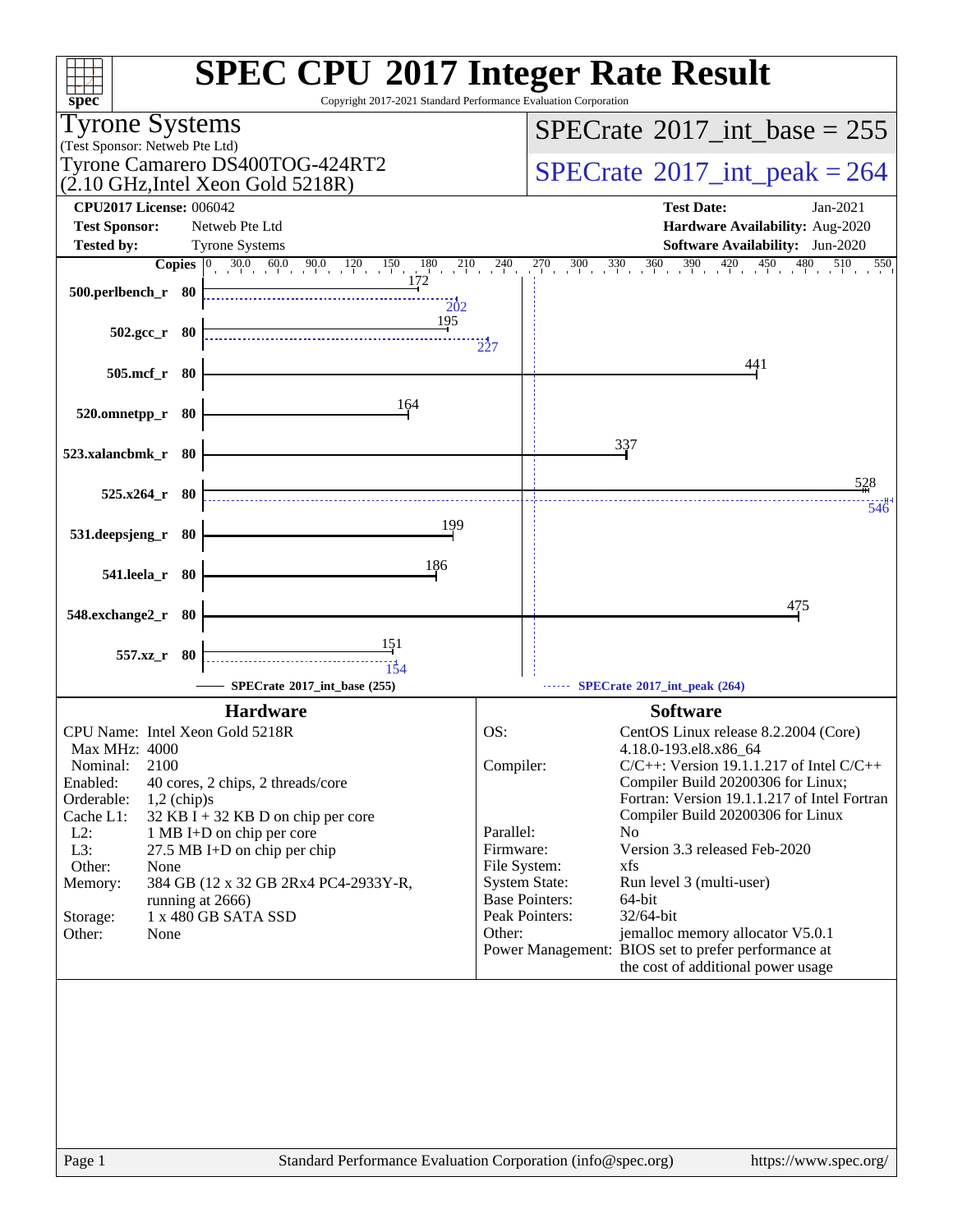# SPEC CPU 2017 Integer Rate Result

Copyright 2017-2021 Standard Performance Evaluation Corporation

**Tyrone Systems**
(Test Sponsor: Netweb Pte Ltd)
Tyrone Camarero DS400TOG-424RT2
(2.10 GHz,Intel Xeon Gold 5218R)

SPECrate 2017_int_base = 255

SPECrate 2017_int_peak = 264

**CPU2017 License:** 006042
**Test Sponsor:** Netweb Pte Ltd
**Tested by:** Tyrone Systems

**Test Date:** Jan-2021
**Hardware Availability:** Aug-2020
**Software Availability:** Jun-2020

| Benchmark | Copies | Base | Peak |
|---|---|---|---|
| 500.perlbench_r | 80 | 172 | 202 |
| 502.gcc_r | 80 | 195 | 227 |
| 505.mcf_r | 80 | 441 | |
| 520.omnetpp_r | 80 | 164 | |
| 523.xalancbmk_r | 80 | 337 | |
| 525.x264_r | 80 | 528 | 546 |
| 531.deepsjeng_r | 80 | 199 | |
| 541.leela_r | 80 | 186 | |
| 548.exchange2_r | 80 | 475 | |
| 557.xz_r | 80 | 151 | 154 |

SPECrate 2017_int_base (255)
SPECrate 2017_int_peak (264)

## Hardware

CPU Name: Intel Xeon Gold 5218R
Max MHz: 4000
Nominal: 2100
Enabled: 40 cores, 2 chips, 2 threads/core
Orderable: 1,2 (chip)s
Cache L1: 32 KB I + 32 KB D on chip per core
L2: 1 MB I+D on chip per core
L3: 27.5 MB I+D on chip per chip
Other: None
Memory: 384 GB (12 x 32 GB 2Rx4 PC4-2933Y-R, running at 2666)
Storage: 1 x 480 GB SATA SSD
Other: None

## Software

OS: CentOS Linux release 8.2.2004 (Core) 4.18.0-193.el8.x86_64
Compiler: C/C++: Version 19.1.1.217 of Intel C/C++ Compiler Build 20200306 for Linux; Fortran: Version 19.1.1.217 of Intel Fortran Compiler Build 20200306 for Linux
Parallel: No
Firmware: Version 3.3 released Feb-2020
File System: xfs
System State: Run level 3 (multi-user)
Base Pointers: 64-bit
Peak Pointers: 32/64-bit
Other: jemalloc memory allocator V5.0.1
Power Management: BIOS set to prefer performance at the cost of additional power usage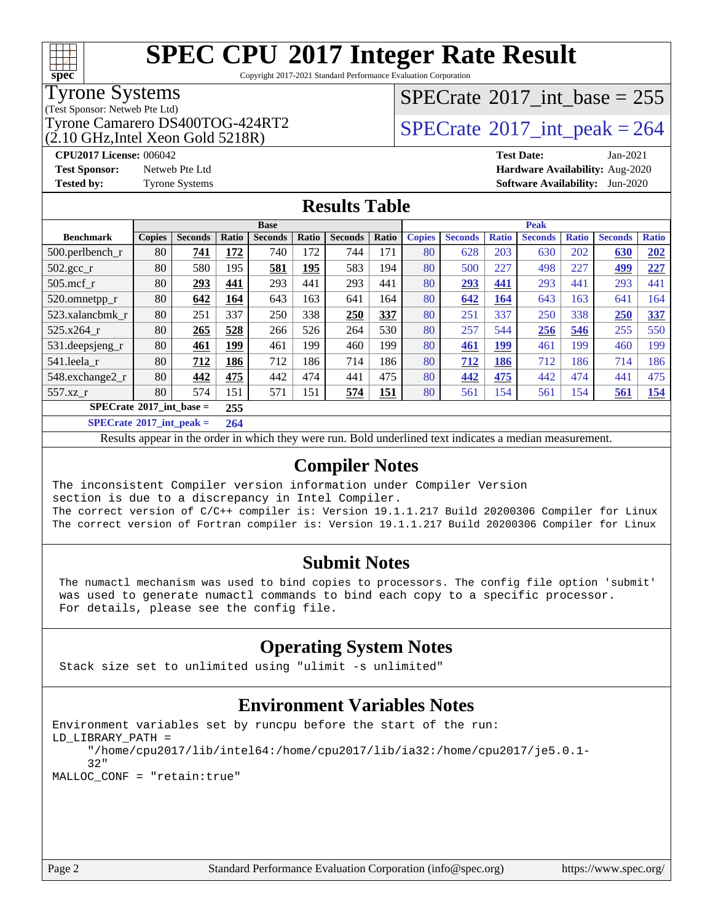# SPEC CPU 2017 Integer Rate Result

Copyright 2017-2021 Standard Performance Evaluation Corporation

**Tyrone Systems**
(Test Sponsor: Netweb Pte Ltd)
Tyrone Camarero DS400TOG-424RT2
(2.10 GHz,Intel Xeon Gold 5218R)

SPECrate 2017_int_base = 255
SPECrate 2017_int_peak = 264

**CPU2017 License:** 006042
**Test Sponsor:** Netweb Pte Ltd
**Tested by:** Tyrone Systems
**Test Date:** Jan-2021
**Hardware Availability:** Aug-2020
**Software Availability:** Jun-2020

## Results Table

| Benchmark | Base | | | | | | | Peak | | | | | | |
|---|---|---|---|---|---|---|---|---|---|---|---|---|---|---|
| | Copies | Seconds | Ratio | Seconds | Ratio | Seconds | Ratio | Copies | Seconds | Ratio | Seconds | Ratio | Seconds | Ratio |
| 500.perlbench_r | 80 | **741** | **172** | 740 | 172 | 744 | 171 | 80 | 628 | 203 | 630 | 202 | **630** | **202** |
| 502.gcc_r | 80 | 580 | 195 | **581** | **195** | 583 | 194 | 80 | 500 | 227 | 498 | 227 | **499** | **227** |
| 505.mcf_r | 80 | **293** | **441** | 293 | 441 | 293 | 441 | 80 | **293** | **441** | 293 | 441 | 293 | 441 |
| 520.omnetpp_r | 80 | **642** | **164** | 643 | 163 | 641 | 164 | 80 | **642** | **164** | 643 | 163 | 641 | 164 |
| 523.xalancbmk_r | 80 | 251 | 337 | 250 | 338 | **250** | **337** | 80 | 251 | 337 | 250 | 338 | **250** | **337** |
| 525.x264_r | 80 | **265** | **528** | 266 | 526 | 264 | 530 | 80 | 257 | 544 | **256** | **546** | 255 | 550 |
| 531.deepsjeng_r | 80 | **461** | **199** | 461 | 199 | 460 | 199 | 80 | **461** | **199** | 461 | 199 | 460 | 199 |
| 541.leela_r | 80 | **712** | **186** | 712 | 186 | 714 | 186 | 80 | **712** | **186** | 712 | 186 | 714 | 186 |
| 548.exchange2_r | 80 | **442** | **475** | 442 | 474 | 441 | 475 | 80 | **442** | **475** | 442 | 474 | 441 | 475 |
| 557.xz_r | 80 | 574 | 151 | 571 | 151 | **574** | **151** | 80 | 561 | 154 | 561 | 154 | **561** | **154** |

**SPECrate 2017_int_base = 255**

**SPECrate 2017_int_peak = 264**

Results appear in the order in which they were run. Bold underlined text indicates a median measurement.

## Compiler Notes

```
The inconsistent Compiler version information under Compiler Version
section is due to a discrepancy in Intel Compiler.
The correct version of C/C++ compiler is: Version 19.1.1.217 Build 20200306 Compiler for Linux
The correct version of Fortran compiler is: Version 19.1.1.217 Build 20200306 Compiler for Linux
```

## Submit Notes

```
The numactl mechanism was used to bind copies to processors. The config file option 'submit'
was used to generate numactl commands to bind each copy to a specific processor.
For details, please see the config file.
```

## Operating System Notes

```
Stack size set to unlimited using "ulimit -s unlimited"
```

## Environment Variables Notes

```
Environment variables set by runcpu before the start of the run:
LD_LIBRARY_PATH =
     "/home/cpu2017/lib/intel64:/home/cpu2017/lib/ia32:/home/cpu2017/je5.0.1-
     32"
MALLOC_CONF = "retain:true"
```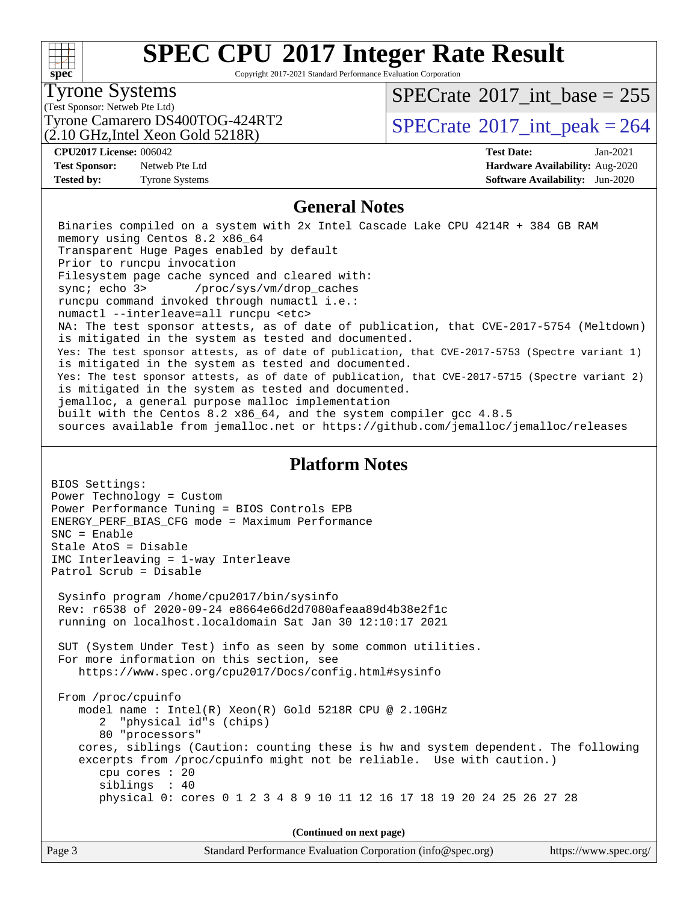# SPEC CPU 2017 Integer Rate Result

Copyright 2017-2021 Standard Performance Evaluation Corporation

**Tyrone Systems**
(Test Sponsor: Netweb Pte Ltd)
Tyrone Camarero DS400TOG-424RT2
(2.10 GHz,Intel Xeon Gold 5218R)

SPECrate 2017_int_base = 255
SPECrate 2017_int_peak = 264

**CPU2017 License:** 006042
**Test Sponsor:** Netweb Pte Ltd
**Tested by:** Tyrone Systems

**Test Date:** Jan-2021
**Hardware Availability:** Aug-2020
**Software Availability:** Jun-2020

## General Notes

```
Binaries compiled on a system with 2x Intel Cascade Lake CPU 4214R + 384 GB RAM
memory using Centos 8.2 x86_64
Transparent Huge Pages enabled by default
Prior to runcpu invocation
Filesystem page cache synced and cleared with:
sync; echo 3>       /proc/sys/vm/drop_caches
runcpu command invoked through numactl i.e.:
numactl --interleave=all runcpu <etc>
NA: The test sponsor attests, as of date of publication, that CVE-2017-5754 (Meltdown)
is mitigated in the system as tested and documented.
Yes: The test sponsor attests, as of date of publication, that CVE-2017-5753 (Spectre variant 1)
is mitigated in the system as tested and documented.
Yes: The test sponsor attests, as of date of publication, that CVE-2017-5715 (Spectre variant 2)
is mitigated in the system as tested and documented.
jemalloc, a general purpose malloc implementation
built with the Centos 8.2 x86_64, and the system compiler gcc 4.8.5
sources available from jemalloc.net or https://github.com/jemalloc/jemalloc/releases
```

## Platform Notes

```
BIOS Settings:
Power Technology = Custom
Power Performance Tuning = BIOS Controls EPB
ENERGY_PERF_BIAS_CFG mode = Maximum Performance
SNC = Enable
Stale AtoS = Disable
IMC Interleaving = 1-way Interleave
Patrol Scrub = Disable

 Sysinfo program /home/cpu2017/bin/sysinfo
 Rev: r6538 of 2020-09-24 e8664e66d2d7080afeaa89d4b38e2f1c
 running on localhost.localdomain Sat Jan 30 12:10:17 2021

 SUT (System Under Test) info as seen by some common utilities.
 For more information on this section, see
    https://www.spec.org/cpu2017/Docs/config.html#sysinfo

 From /proc/cpuinfo
    model name : Intel(R) Xeon(R) Gold 5218R CPU @ 2.10GHz
       2  "physical id"s (chips)
       80 "processors"
    cores, siblings (Caution: counting these is hw and system dependent. The following
    excerpts from /proc/cpuinfo might not be reliable.  Use with caution.)
       cpu cores : 20
       siblings  : 40
       physical 0: cores 0 1 2 3 4 8 9 10 11 12 16 17 18 19 20 24 25 26 27 28
```

**(Continued on next page)**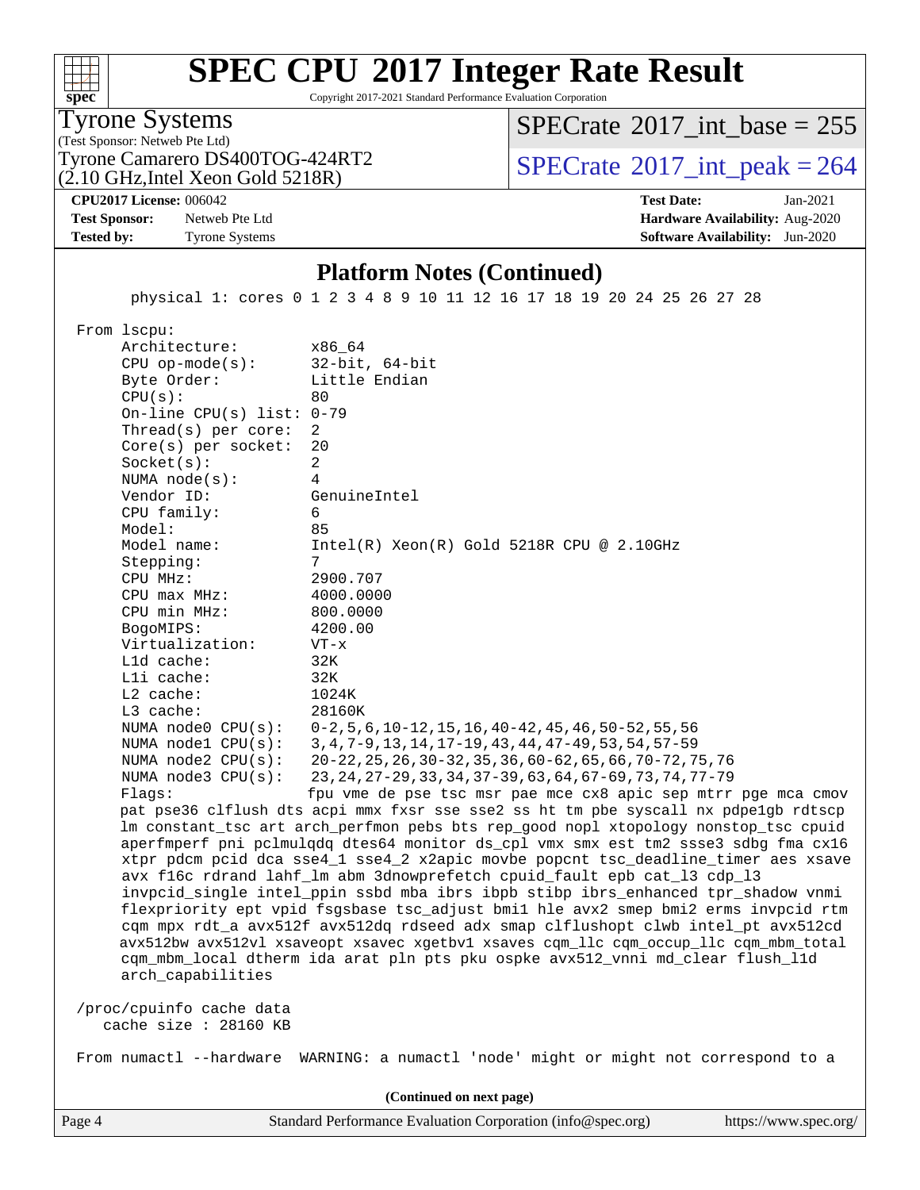# SPEC CPU 2017 Integer Rate Result

Copyright 2017-2021 Standard Performance Evaluation Corporation

**Tyrone Systems**
(Test Sponsor: Netweb Pte Ltd)
Tyrone Camarero DS400TOG-424RT2
(2.10 GHz,Intel Xeon Gold 5218R)

SPECrate 2017_int_base = 255
SPECrate 2017_int_peak = 264

**CPU2017 License:** 006042
**Test Sponsor:** Netweb Pte Ltd
**Tested by:** Tyrone Systems

**Test Date:** Jan-2021
**Hardware Availability:** Aug-2020
**Software Availability:** Jun-2020

## Platform Notes (Continued)

```
        physical 1: cores 0 1 2 3 4 8 9 10 11 12 16 17 18 19 20 24 25 26 27 28

 From lscpu:
      Architecture:          x86_64
      CPU op-mode(s):        32-bit, 64-bit
      Byte Order:            Little Endian
      CPU(s):                80
      On-line CPU(s) list: 0-79
      Thread(s) per core:  2
      Core(s) per socket:  20
      Socket(s):             2
      NUMA node(s):          4
      Vendor ID:             GenuineIntel
      CPU family:            6
      Model:                 85
      Model name:            Intel(R) Xeon(R) Gold 5218R CPU @ 2.10GHz
      Stepping:              7
      CPU MHz:               2900.707
      CPU max MHz:           4000.0000
      CPU min MHz:           800.0000
      BogoMIPS:              4200.00
      Virtualization:        VT-x
      L1d cache:             32K
      L1i cache:             32K
      L2 cache:              1024K
      L3 cache:              28160K
      NUMA node0 CPU(s):   0-2,5,6,10-12,15,16,40-42,45,46,50-52,55,56
      NUMA node1 CPU(s):   3,4,7-9,13,14,17-19,43,44,47-49,53,54,57-59
      NUMA node2 CPU(s):   20-22,25,26,30-32,35,36,60-62,65,66,70-72,75,76
      NUMA node3 CPU(s):   23,24,27-29,33,34,37-39,63,64,67-69,73,74,77-79
      Flags:                 fpu vme de pse tsc msr pae mce cx8 apic sep mtrr pge mca cmov
      pat pse36 clflush dts acpi mmx fxsr sse sse2 ss ht tm pbe syscall nx pdpe1gb rdtscp
      lm constant_tsc art arch_perfmon pebs bts rep_good nopl xtopology nonstop_tsc cpuid
      aperfmperf pni pclmulqdq dtes64 monitor ds_cpl vmx smx est tm2 ssse3 sdbg fma cx16
      xtpr pdcm pcid dca sse4_1 sse4_2 x2apic movbe popcnt tsc_deadline_timer aes xsave
      avx f16c rdrand lahf_lm abm 3dnowprefetch cpuid_fault epb cat_l3 cdp_l3
      invpcid_single intel_ppin ssbd mba ibrs ibpb stibp ibrs_enhanced tpr_shadow vnmi
      flexpriority ept vpid fsgsbase tsc_adjust bmi1 hle avx2 smep bmi2 erms invpcid rtm
      cqm mpx rdt_a avx512f avx512dq rdseed adx smap clflushopt clwb intel_pt avx512cd
      avx512bw avx512vl xsaveopt xsavec xgetbv1 xsaves cqm_llc cqm_occup_llc cqm_mbm_total
      cqm_mbm_local dtherm ida arat pln pts pku ospke avx512_vnni md_clear flush_l1d
      arch_capabilities

 /proc/cpuinfo cache data
    cache size : 28160 KB

 From numactl --hardware  WARNING: a numactl 'node' might or might not correspond to a
```

(Continued on next page)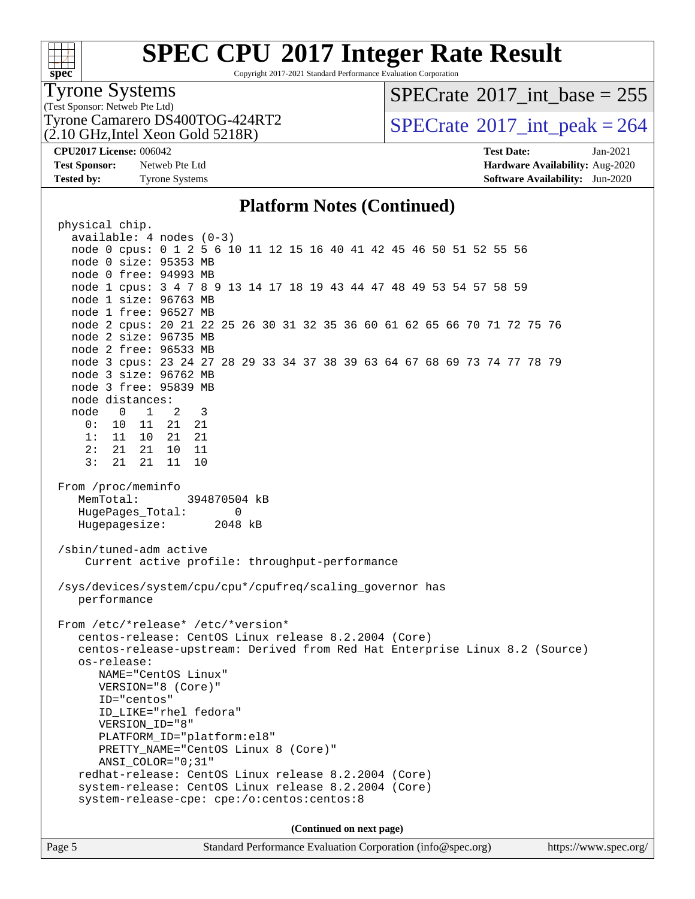# SPEC CPU 2017 Integer Rate Result

Copyright 2017-2021 Standard Performance Evaluation Corporation

**Tyrone Systems**
(Test Sponsor: Netweb Pte Ltd)
Tyrone Camarero DS400TOG-424RT2
(2.10 GHz,Intel Xeon Gold 5218R)

SPECrate 2017_int_base = 255
SPECrate 2017_int_peak = 264

**CPU2017 License:** 006042
**Test Sponsor:** Netweb Pte Ltd
**Tested by:** Tyrone Systems

**Test Date:** Jan-2021
**Hardware Availability:** Aug-2020
**Software Availability:** Jun-2020

## Platform Notes (Continued)

```
physical chip.
  available: 4 nodes (0-3)
  node 0 cpus: 0 1 2 5 6 10 11 12 15 16 40 41 42 45 46 50 51 52 55 56
  node 0 size: 95353 MB
  node 0 free: 94993 MB
  node 1 cpus: 3 4 7 8 9 13 14 17 18 19 43 44 47 48 49 53 54 57 58 59
  node 1 size: 96763 MB
  node 1 free: 96527 MB
  node 2 cpus: 20 21 22 25 26 30 31 32 35 36 60 61 62 65 66 70 71 72 75 76
  node 2 size: 96735 MB
  node 2 free: 96533 MB
  node 3 cpus: 23 24 27 28 29 33 34 37 38 39 63 64 67 68 69 73 74 77 78 79
  node 3 size: 96762 MB
  node 3 free: 95839 MB
  node distances:
  node   0   1   2   3
    0:  10  11  21  21
    1:  11  10  21  21
    2:  21  21  10  11
    3:  21  21  11  10

From /proc/meminfo
   MemTotal:       394870504 kB
   HugePages_Total:       0
   Hugepagesize:       2048 kB

/sbin/tuned-adm active
    Current active profile: throughput-performance

/sys/devices/system/cpu/cpu*/cpufreq/scaling_governor has
   performance

From /etc/*release* /etc/*version*
   centos-release: CentOS Linux release 8.2.2004 (Core)
   centos-release-upstream: Derived from Red Hat Enterprise Linux 8.2 (Source)
   os-release:
      NAME="CentOS Linux"
      VERSION="8 (Core)"
      ID="centos"
      ID_LIKE="rhel fedora"
      VERSION_ID="8"
      PLATFORM_ID="platform:el8"
      PRETTY_NAME="CentOS Linux 8 (Core)"
      ANSI_COLOR="0;31"
   redhat-release: CentOS Linux release 8.2.2004 (Core)
   system-release: CentOS Linux release 8.2.2004 (Core)
   system-release-cpe: cpe:/o:centos:centos:8
```

**(Continued on next page)**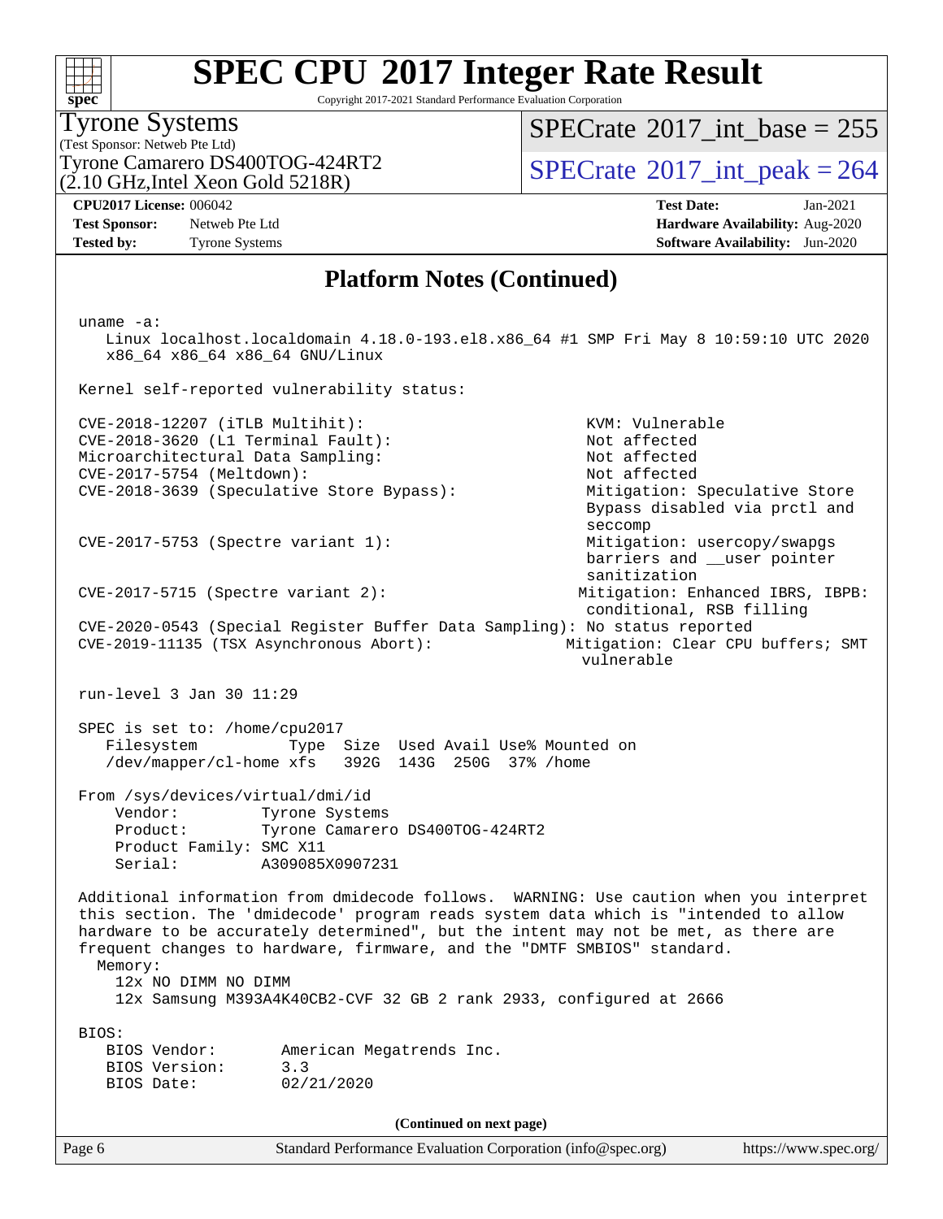# SPEC CPU 2017 Integer Rate Result

Copyright 2017-2021 Standard Performance Evaluation Corporation

Tyrone Systems
(Test Sponsor: Netweb Pte Ltd)
Tyrone Camarero DS400TOG-424RT2
(2.10 GHz,Intel Xeon Gold 5218R)

SPECrate 2017_int_base = 255

SPECrate 2017_int_peak = 264

**CPU2017 License:** 006042
**Test Sponsor:** Netweb Pte Ltd
**Tested by:** Tyrone Systems

**Test Date:** Jan-2021
**Hardware Availability:** Aug-2020
**Software Availability:** Jun-2020

## Platform Notes (Continued)

```
uname -a:
   Linux localhost.localdomain 4.18.0-193.el8.x86_64 #1 SMP Fri May 8 10:59:10 UTC 2020
   x86_64 x86_64 x86_64 GNU/Linux

Kernel self-reported vulnerability status:

CVE-2018-12207 (iTLB Multihit):                           KVM: Vulnerable
CVE-2018-3620 (L1 Terminal Fault):                        Not affected
Microarchitectural Data Sampling:                         Not affected
CVE-2017-5754 (Meltdown):                                 Not affected
CVE-2018-3639 (Speculative Store Bypass):                 Mitigation: Speculative Store
                                                          Bypass disabled via prctl and
                                                          seccomp
CVE-2017-5753 (Spectre variant 1):                        Mitigation: usercopy/swapgs
                                                          barriers and __user pointer
                                                          sanitization
CVE-2017-5715 (Spectre variant 2):                        Mitigation: Enhanced IBRS, IBPB:
                                                          conditional, RSB filling
CVE-2020-0543 (Special Register Buffer Data Sampling): No status reported
CVE-2019-11135 (TSX Asynchronous Abort):                  Mitigation: Clear CPU buffers; SMT
                                                          vulnerable

run-level 3 Jan 30 11:29

SPEC is set to: /home/cpu2017
   Filesystem          Type  Size  Used Avail Use% Mounted on
   /dev/mapper/cl-home xfs   392G  143G  250G  37% /home

From /sys/devices/virtual/dmi/id
    Vendor:         Tyrone Systems
    Product:        Tyrone Camarero DS400TOG-424RT2
    Product Family: SMC X11
    Serial:         A309085X0907231

Additional information from dmidecode follows.  WARNING: Use caution when you interpret
this section. The 'dmidecode' program reads system data which is "intended to allow
hardware to be accurately determined", but the intent may not be met, as there are
frequent changes to hardware, firmware, and the "DMTF SMBIOS" standard.
  Memory:
    12x NO DIMM NO DIMM
    12x Samsung M393A4K40CB2-CVF 32 GB 2 rank 2933, configured at 2666

BIOS:
   BIOS Vendor:       American Megatrends Inc.
   BIOS Version:      3.3
   BIOS Date:         02/21/2020
```

(Continued on next page)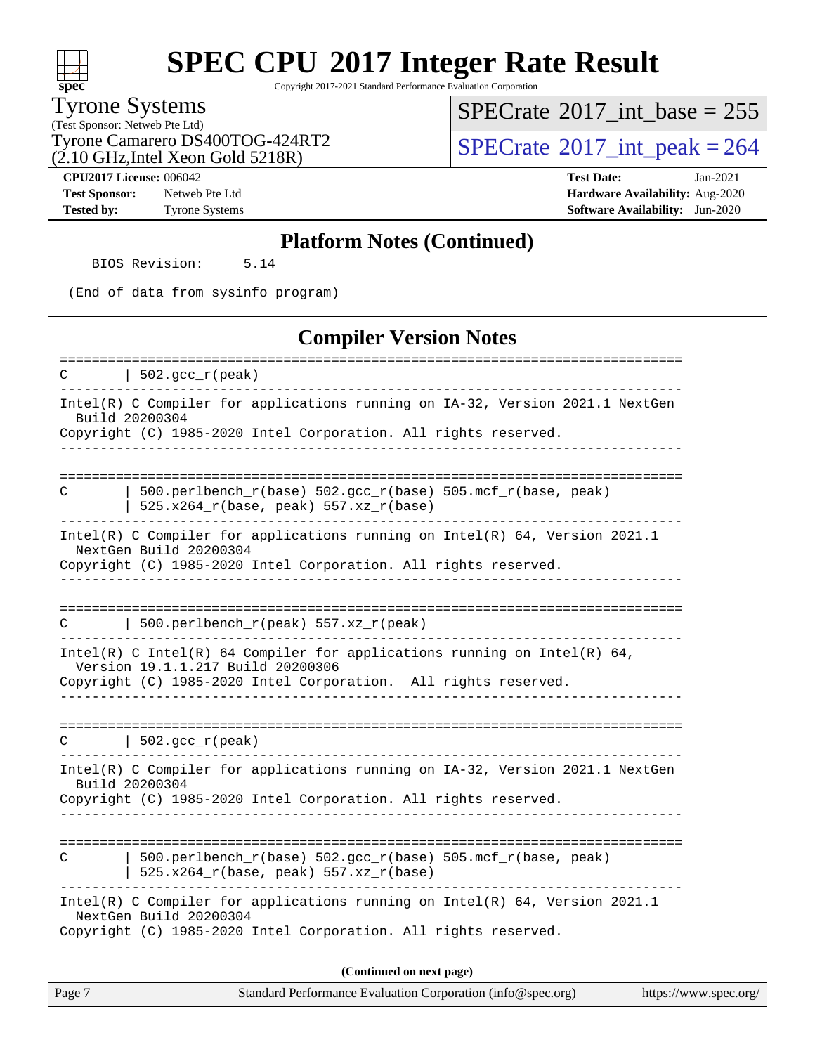# SPEC CPU 2017 Integer Rate Result

Copyright 2017-2021 Standard Performance Evaluation Corporation

**Tyrone Systems**
(Test Sponsor: Netweb Pte Ltd)
Tyrone Camarero DS400TOG-424RT2
(2.10 GHz,Intel Xeon Gold 5218R)

SPECrate 2017_int_base = 255
SPECrate 2017_int_peak = 264

**CPU2017 License:** 006042
**Test Sponsor:** Netweb Pte Ltd
**Tested by:** Tyrone Systems

**Test Date:** Jan-2021
**Hardware Availability:** Aug-2020
**Software Availability:** Jun-2020

## Platform Notes (Continued)

```
    BIOS Revision:     5.14

 (End of data from sysinfo program)
```

## Compiler Version Notes

```
==============================================================================
C       | 502.gcc_r(peak)
------------------------------------------------------------------------------
Intel(R) C Compiler for applications running on IA-32, Version 2021.1 NextGen
  Build 20200304
Copyright (C) 1985-2020 Intel Corporation. All rights reserved.
------------------------------------------------------------------------------

==============================================================================
C       | 500.perlbench_r(base) 502.gcc_r(base) 505.mcf_r(base, peak)
        | 525.x264_r(base, peak) 557.xz_r(base)
------------------------------------------------------------------------------
Intel(R) C Compiler for applications running on Intel(R) 64, Version 2021.1
  NextGen Build 20200304
Copyright (C) 1985-2020 Intel Corporation. All rights reserved.
------------------------------------------------------------------------------

==============================================================================
C       | 500.perlbench_r(peak) 557.xz_r(peak)
------------------------------------------------------------------------------
Intel(R) C Intel(R) 64 Compiler for applications running on Intel(R) 64,
  Version 19.1.1.217 Build 20200306
Copyright (C) 1985-2020 Intel Corporation.  All rights reserved.
------------------------------------------------------------------------------

==============================================================================
C       | 502.gcc_r(peak)
------------------------------------------------------------------------------
Intel(R) C Compiler for applications running on IA-32, Version 2021.1 NextGen
  Build 20200304
Copyright (C) 1985-2020 Intel Corporation. All rights reserved.
------------------------------------------------------------------------------

==============================================================================
C       | 500.perlbench_r(base) 502.gcc_r(base) 505.mcf_r(base, peak)
        | 525.x264_r(base, peak) 557.xz_r(base)
------------------------------------------------------------------------------
Intel(R) C Compiler for applications running on Intel(R) 64, Version 2021.1
  NextGen Build 20200304
Copyright (C) 1985-2020 Intel Corporation. All rights reserved.
```

**(Continued on next page)**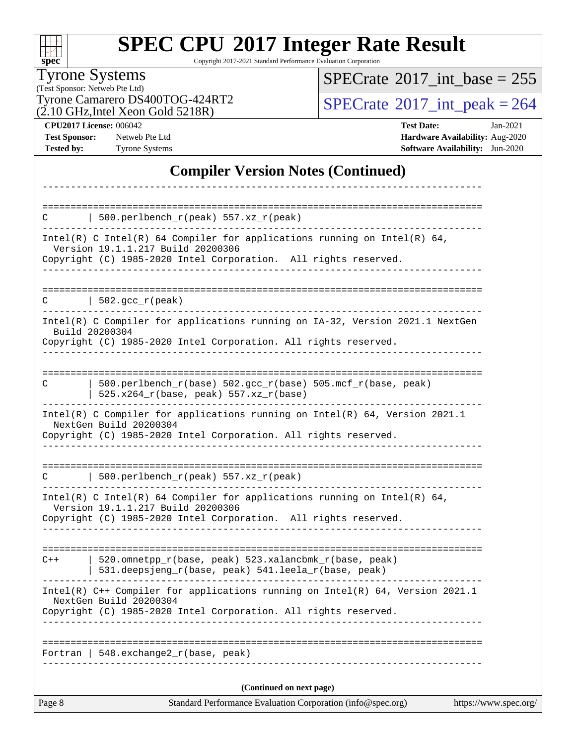## Compiler Version Notes (Continued)

```
==============================================================================
C       | 500.perlbench_r(peak) 557.xz_r(peak)
------------------------------------------------------------------------------
Intel(R) C Intel(R) 64 Compiler for applications running on Intel(R) 64,
  Version 19.1.1.217 Build 20200306
Copyright (C) 1985-2020 Intel Corporation.  All rights reserved.
------------------------------------------------------------------------------

==============================================================================
C       | 502.gcc_r(peak)
------------------------------------------------------------------------------
Intel(R) C Compiler for applications running on IA-32, Version 2021.1 NextGen
  Build 20200304
Copyright (C) 1985-2020 Intel Corporation. All rights reserved.
------------------------------------------------------------------------------

==============================================================================
C       | 500.perlbench_r(base) 502.gcc_r(base) 505.mcf_r(base, peak)
        | 525.x264_r(base, peak) 557.xz_r(base)
------------------------------------------------------------------------------
Intel(R) C Compiler for applications running on Intel(R) 64, Version 2021.1
  NextGen Build 20200304
Copyright (C) 1985-2020 Intel Corporation. All rights reserved.
------------------------------------------------------------------------------

==============================================================================
C       | 500.perlbench_r(peak) 557.xz_r(peak)
------------------------------------------------------------------------------
Intel(R) C Intel(R) 64 Compiler for applications running on Intel(R) 64,
  Version 19.1.1.217 Build 20200306
Copyright (C) 1985-2020 Intel Corporation.  All rights reserved.
------------------------------------------------------------------------------

==============================================================================
C++     | 520.omnetpp_r(base, peak) 523.xalancbmk_r(base, peak)
        | 531.deepsjeng_r(base, peak) 541.leela_r(base, peak)
------------------------------------------------------------------------------
Intel(R) C++ Compiler for applications running on Intel(R) 64, Version 2021.1
  NextGen Build 20200304
Copyright (C) 1985-2020 Intel Corporation. All rights reserved.
------------------------------------------------------------------------------

==============================================================================
Fortran | 548.exchange2_r(base, peak)
------------------------------------------------------------------------------
```

(Continued on next page)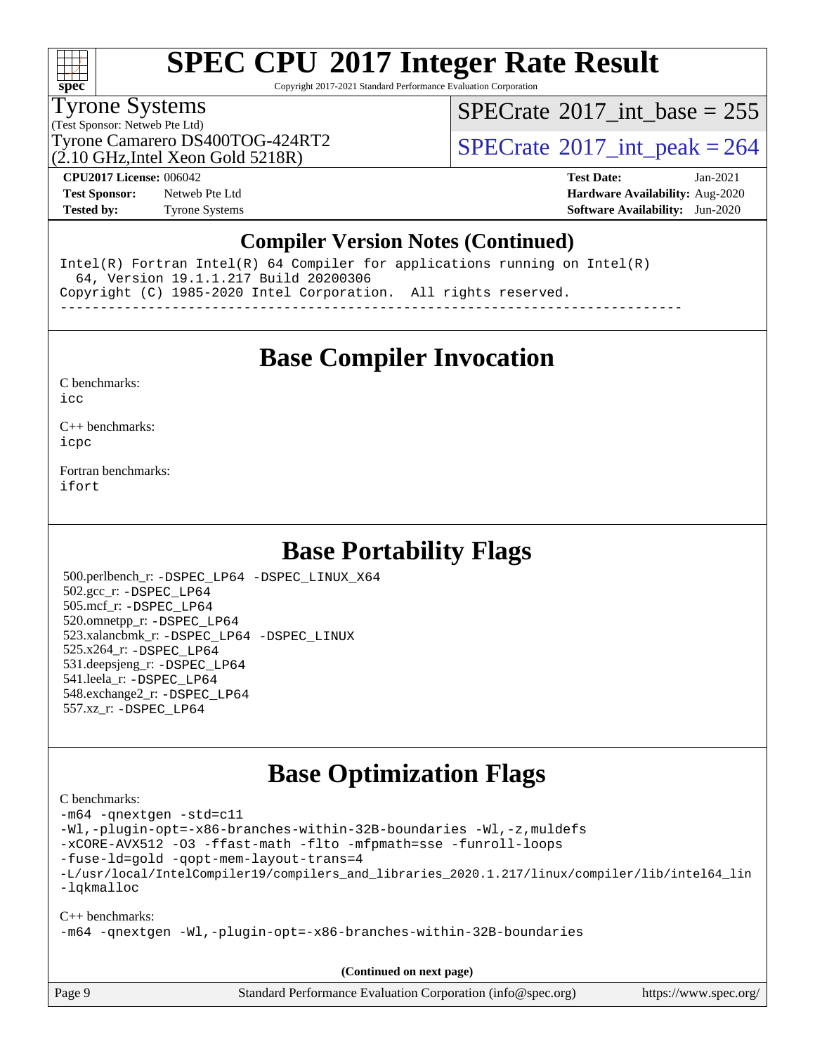# SPEC CPU 2017 Integer Rate Result

Copyright 2017-2021 Standard Performance Evaluation Corporation

**Tyrone Systems**
(Test Sponsor: Netweb Pte Ltd)
Tyrone Camarero DS400TOG-424RT2
(2.10 GHz,Intel Xeon Gold 5218R)

SPECrate 2017_int_base = 255
SPECrate 2017_int_peak = 264

**CPU2017 License:** 006042
**Test Sponsor:** Netweb Pte Ltd
**Tested by:** Tyrone Systems

**Test Date:** Jan-2021
**Hardware Availability:** Aug-2020
**Software Availability:** Jun-2020

## Compiler Version Notes (Continued)

```
Intel(R) Fortran Intel(R) 64 Compiler for applications running on Intel(R)
  64, Version 19.1.1.217 Build 20200306
Copyright (C) 1985-2020 Intel Corporation.  All rights reserved.
------------------------------------------------------------------------------
```

## Base Compiler Invocation

C benchmarks:
icc

C++ benchmarks:
icpc

Fortran benchmarks:
ifort

## Base Portability Flags

500.perlbench_r: -DSPEC_LP64 -DSPEC_LINUX_X64
502.gcc_r: -DSPEC_LP64
505.mcf_r: -DSPEC_LP64
520.omnetpp_r: -DSPEC_LP64
523.xalancbmk_r: -DSPEC_LP64 -DSPEC_LINUX
525.x264_r: -DSPEC_LP64
531.deepsjeng_r: -DSPEC_LP64
541.leela_r: -DSPEC_LP64
548.exchange2_r: -DSPEC_LP64
557.xz_r: -DSPEC_LP64

## Base Optimization Flags

C benchmarks:
-m64 -qnextgen -std=c11
-Wl,-plugin-opt=-x86-branches-within-32B-boundaries -Wl,-z,muldefs
-xCORE-AVX512 -O3 -ffast-math -flto -mfpmath=sse -funroll-loops
-fuse-ld=gold -qopt-mem-layout-trans=4
-L/usr/local/IntelCompiler19/compilers_and_libraries_2020.1.217/linux/compiler/lib/intel64_lin
-lqkmalloc

C++ benchmarks:
-m64 -qnextgen -Wl,-plugin-opt=-x86-branches-within-32B-boundaries

(Continued on next page)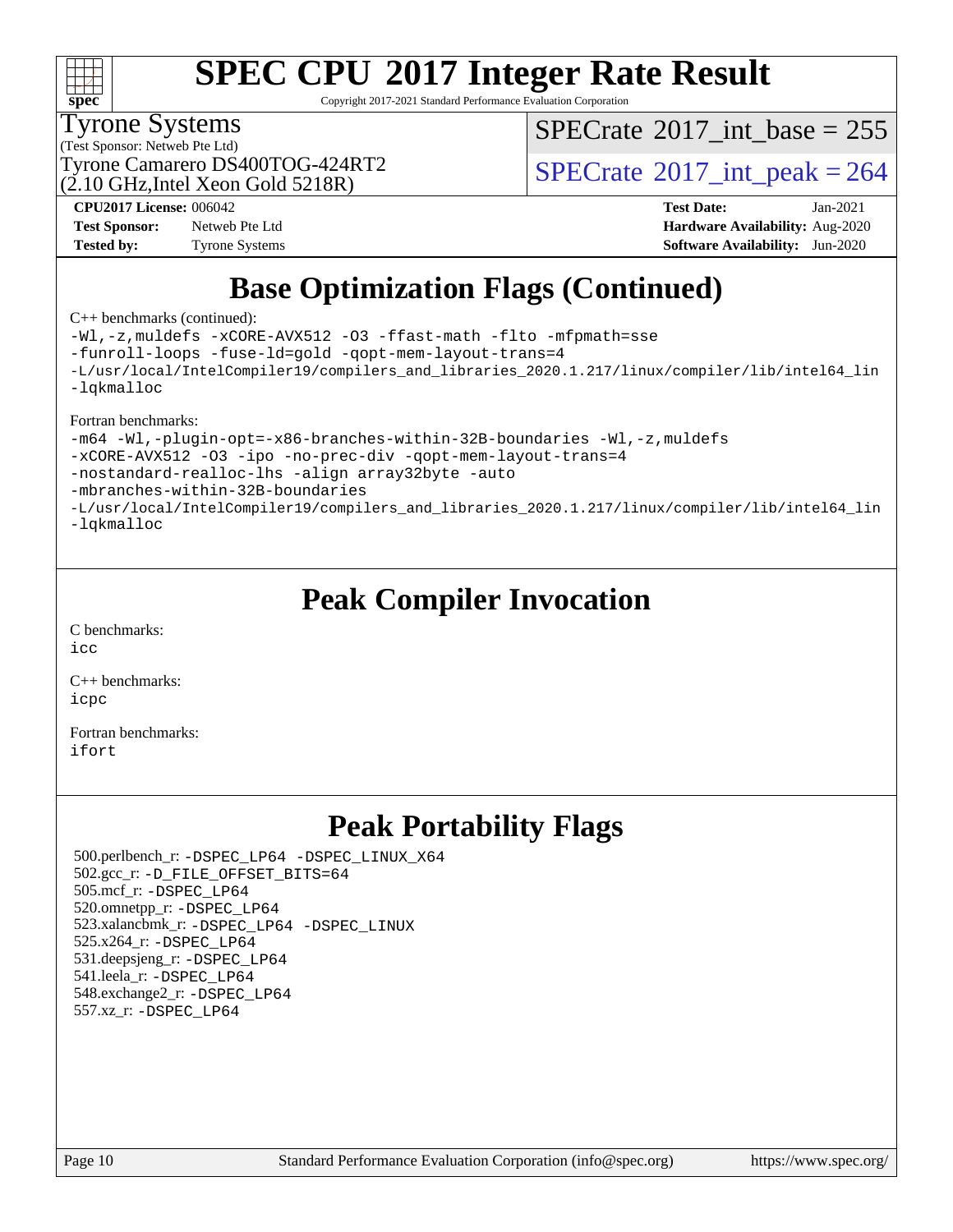# SPEC CPU 2017 Integer Rate Result

Copyright 2017-2021 Standard Performance Evaluation Corporation

Tyrone Systems
(Test Sponsor: Netweb Pte Ltd)
Tyrone Camarero DS400TOG-424RT2
(2.10 GHz,Intel Xeon Gold 5218R)

SPECrate 2017_int_base = 255

SPECrate 2017_int_peak = 264

**CPU2017 License:** 006042
**Test Sponsor:** Netweb Pte Ltd
**Tested by:** Tyrone Systems

**Test Date:** Jan-2021
**Hardware Availability:** Aug-2020
**Software Availability:** Jun-2020

## Base Optimization Flags (Continued)

C++ benchmarks (continued):

```
-Wl,-z,muldefs -xCORE-AVX512 -O3 -ffast-math -flto -mfpmath=sse
-funroll-loops -fuse-ld=gold -qopt-mem-layout-trans=4
-L/usr/local/IntelCompiler19/compilers_and_libraries_2020.1.217/linux/compiler/lib/intel64_lin
-lqkmalloc
```

Fortran benchmarks:

```
-m64 -Wl,-plugin-opt=-x86-branches-within-32B-boundaries -Wl,-z,muldefs
-xCORE-AVX512 -O3 -ipo -no-prec-div -qopt-mem-layout-trans=4
-nostandard-realloc-lhs -align array32byte -auto
-mbranches-within-32B-boundaries
-L/usr/local/IntelCompiler19/compilers_and_libraries_2020.1.217/linux/compiler/lib/intel64_lin
-lqkmalloc
```

## Peak Compiler Invocation

C benchmarks:
`icc`

C++ benchmarks:
`icpc`

Fortran benchmarks:
`ifort`

## Peak Portability Flags

500.perlbench_r: `-DSPEC_LP64 -DSPEC_LINUX_X64`
502.gcc_r: `-D_FILE_OFFSET_BITS=64`
505.mcf_r: `-DSPEC_LP64`
520.omnetpp_r: `-DSPEC_LP64`
523.xalancbmk_r: `-DSPEC_LP64 -DSPEC_LINUX`
525.x264_r: `-DSPEC_LP64`
531.deepsjeng_r: `-DSPEC_LP64`
541.leela_r: `-DSPEC_LP64`
548.exchange2_r: `-DSPEC_LP64`
557.xz_r: `-DSPEC_LP64`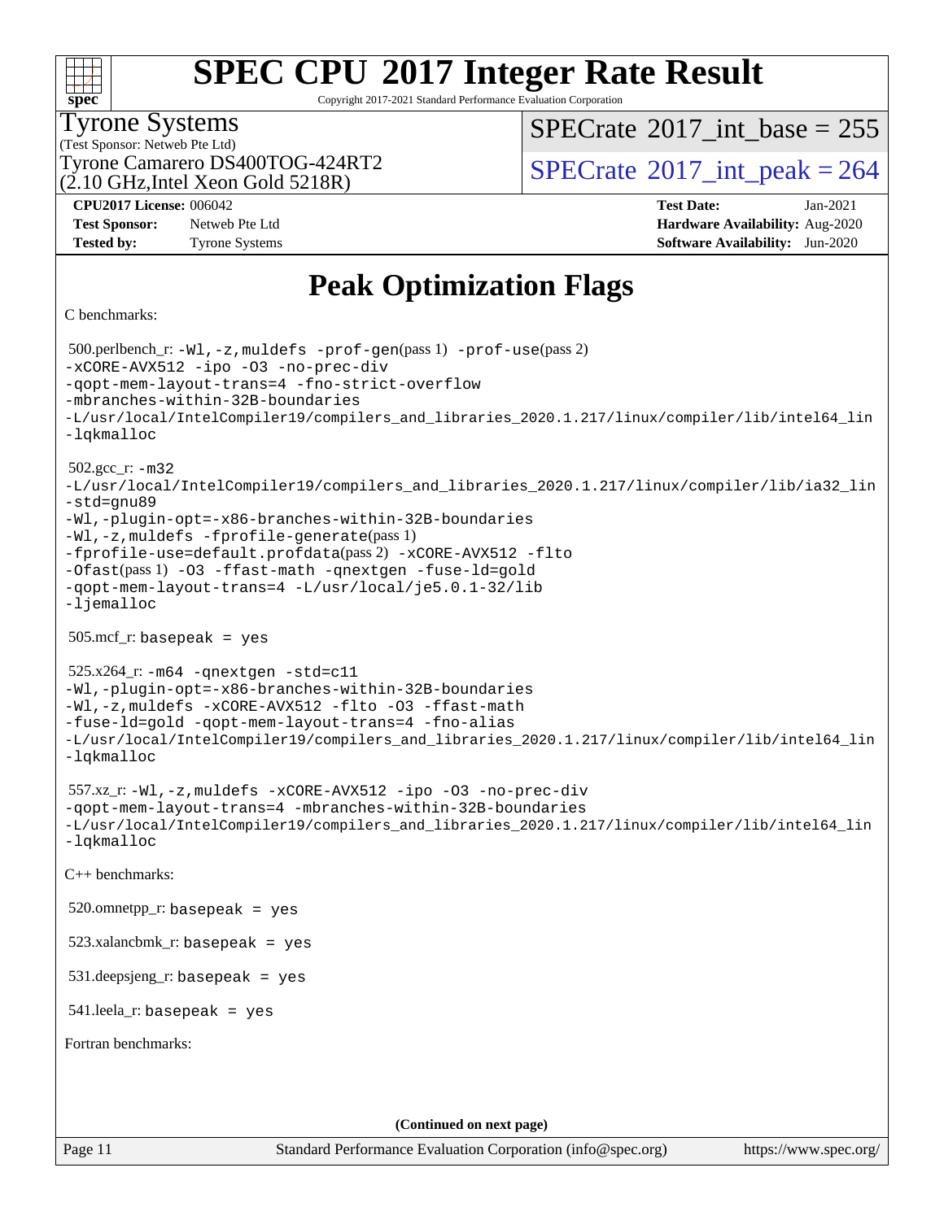# SPEC CPU 2017 Integer Rate Result

Copyright 2017-2021 Standard Performance Evaluation Corporation

Tyrone Systems
(Test Sponsor: Netweb Pte Ltd)
Tyrone Camarero DS400TOG-424RT2
(2.10 GHz,Intel Xeon Gold 5218R)

SPECrate 2017_int_base = 255

SPECrate 2017_int_peak = 264

**CPU2017 License:** 006042
**Test Sponsor:** Netweb Pte Ltd
**Tested by:** Tyrone Systems

**Test Date:** Jan-2021
**Hardware Availability:** Aug-2020
**Software Availability:** Jun-2020

## Peak Optimization Flags

C benchmarks:

500.perlbench_r: `-Wl,-z,muldefs -prof-gen`(pass 1) `-prof-use`(pass 2) `-xCORE-AVX512 -ipo -O3 -no-prec-div -qopt-mem-layout-trans=4 -fno-strict-overflow -mbranches-within-32B-boundaries -L/usr/local/IntelCompiler19/compilers_and_libraries_2020.1.217/linux/compiler/lib/intel64_lin -lqkmalloc`

502.gcc_r: `-m32 -L/usr/local/IntelCompiler19/compilers_and_libraries_2020.1.217/linux/compiler/lib/ia32_lin -std=gnu89 -Wl,-plugin-opt=-x86-branches-within-32B-boundaries -Wl,-z,muldefs -fprofile-generate`(pass 1) `-fprofile-use=default.profdata`(pass 2) `-xCORE-AVX512 -flto -Ofast`(pass 1) `-O3 -ffast-math -qnextgen -fuse-ld=gold -qopt-mem-layout-trans=4 -L/usr/local/je5.0.1-32/lib -ljemalloc`

505.mcf_r: `basepeak = yes`

525.x264_r: `-m64 -qnextgen -std=c11 -Wl,-plugin-opt=-x86-branches-within-32B-boundaries -Wl,-z,muldefs -xCORE-AVX512 -flto -O3 -ffast-math -fuse-ld=gold -qopt-mem-layout-trans=4 -fno-alias -L/usr/local/IntelCompiler19/compilers_and_libraries_2020.1.217/linux/compiler/lib/intel64_lin -lqkmalloc`

557.xz_r: `-Wl,-z,muldefs -xCORE-AVX512 -ipo -O3 -no-prec-div -qopt-mem-layout-trans=4 -mbranches-within-32B-boundaries -L/usr/local/IntelCompiler19/compilers_and_libraries_2020.1.217/linux/compiler/lib/intel64_lin -lqkmalloc`

C++ benchmarks:

520.omnetpp_r: `basepeak = yes`

523.xalancbmk_r: `basepeak = yes`

531.deepsjeng_r: `basepeak = yes`

541.leela_r: `basepeak = yes`

Fortran benchmarks:

**(Continued on next page)**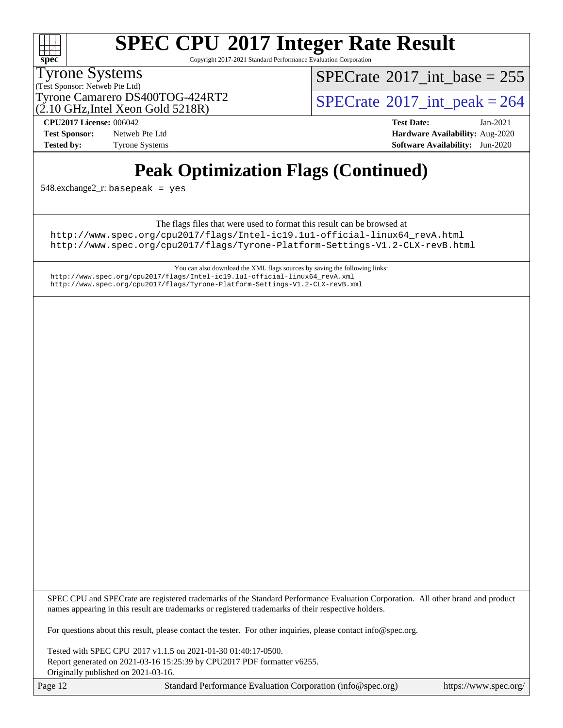# Peak Optimization Flags (Continued)

548.exchange2_r: basepeak = yes

The flags files that were used to format this result can be browsed at

http://www.spec.org/cpu2017/flags/Intel-ic19.1u1-official-linux64_revA.html
http://www.spec.org/cpu2017/flags/Tyrone-Platform-Settings-V1.2-CLX-revB.html

You can also download the XML flags sources by saving the following links:

http://www.spec.org/cpu2017/flags/Intel-ic19.1u1-official-linux64_revA.xml
http://www.spec.org/cpu2017/flags/Tyrone-Platform-Settings-V1.2-CLX-revB.xml

SPEC CPU and SPECrate are registered trademarks of the Standard Performance Evaluation Corporation. All other brand and product names appearing in this result are trademarks or registered trademarks of their respective holders.

For questions about this result, please contact the tester. For other inquiries, please contact info@spec.org.

Tested with SPEC CPU 2017 v1.1.5 on 2021-01-30 01:40:17-0500.
Report generated on 2021-03-16 15:25:39 by CPU2017 PDF formatter v6255.
Originally published on 2021-03-16.